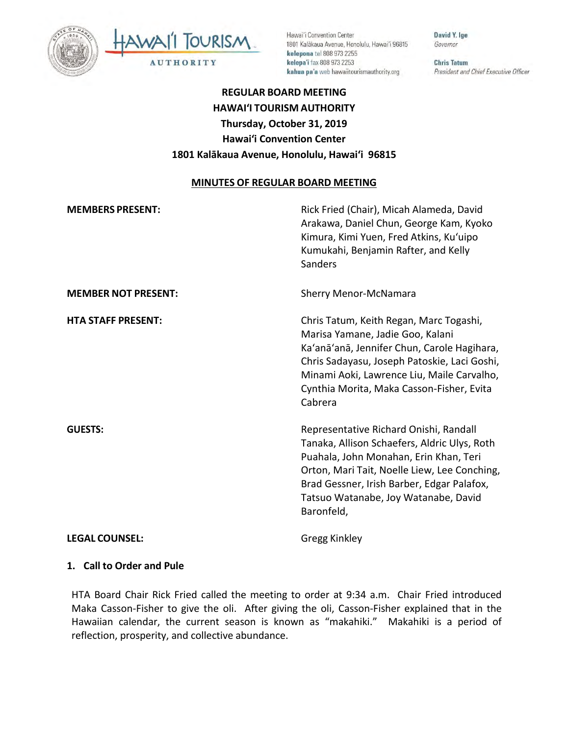Hawai'i Convention Center
1801 Kalākaua Avenue, Honolulu, Hawai'i 96815
**kelepona** tel 808 973 2255
**kelepa'i** fax 808 973 2253
**kahua pa'a** web hawaiitourismauthority.org

**David Y. Ige**
*Governor*

**Chris Tatum**
*President and Chief Executive Officer*

# REGULAR BOARD MEETING
# HAWAI'I TOURISM AUTHORITY
# Thursday, October 31, 2019
# Hawai'i Convention Center
# 1801 Kalākaua Avenue, Honolulu, Hawai'i 96815

## MINUTES OF REGULAR BOARD MEETING

| | |
|---|---|
| **MEMBERS PRESENT:** | Rick Fried (Chair), Micah Alameda, David Arakawa, Daniel Chun, George Kam, Kyoko Kimura, Kimi Yuen, Fred Atkins, Ku'uipo Kumukahi, Benjamin Rafter, and Kelly Sanders |
| **MEMBER NOT PRESENT:** | Sherry Menor-McNamara |
| **HTA STAFF PRESENT:** | Chris Tatum, Keith Regan, Marc Togashi, Marisa Yamane, Jadie Goo, Kalani Ka'anā'anā, Jennifer Chun, Carole Hagihara, Chris Sadayasu, Joseph Patoskie, Laci Goshi, Minami Aoki, Lawrence Liu, Maile Carvalho, Cynthia Morita, Maka Casson-Fisher, Evita Cabrera |
| **GUESTS:** | Representative Richard Onishi, Randall Tanaka, Allison Schaefers, Aldric Ulys, Roth Puahala, John Monahan, Erin Khan, Teri Orton, Mari Tait, Noelle Liew, Lee Conching, Brad Gessner, Irish Barber, Edgar Palafox, Tatsuo Watanabe, Joy Watanabe, David Baronfeld, |
| **LEGAL COUNSEL:** | Gregg Kinkley |

### 1. Call to Order and Pule

HTA Board Chair Rick Fried called the meeting to order at 9:34 a.m. Chair Fried introduced Maka Casson-Fisher to give the oli. After giving the oli, Casson-Fisher explained that in the Hawaiian calendar, the current season is known as "makahiki." Makahiki is a period of reflection, prosperity, and collective abundance.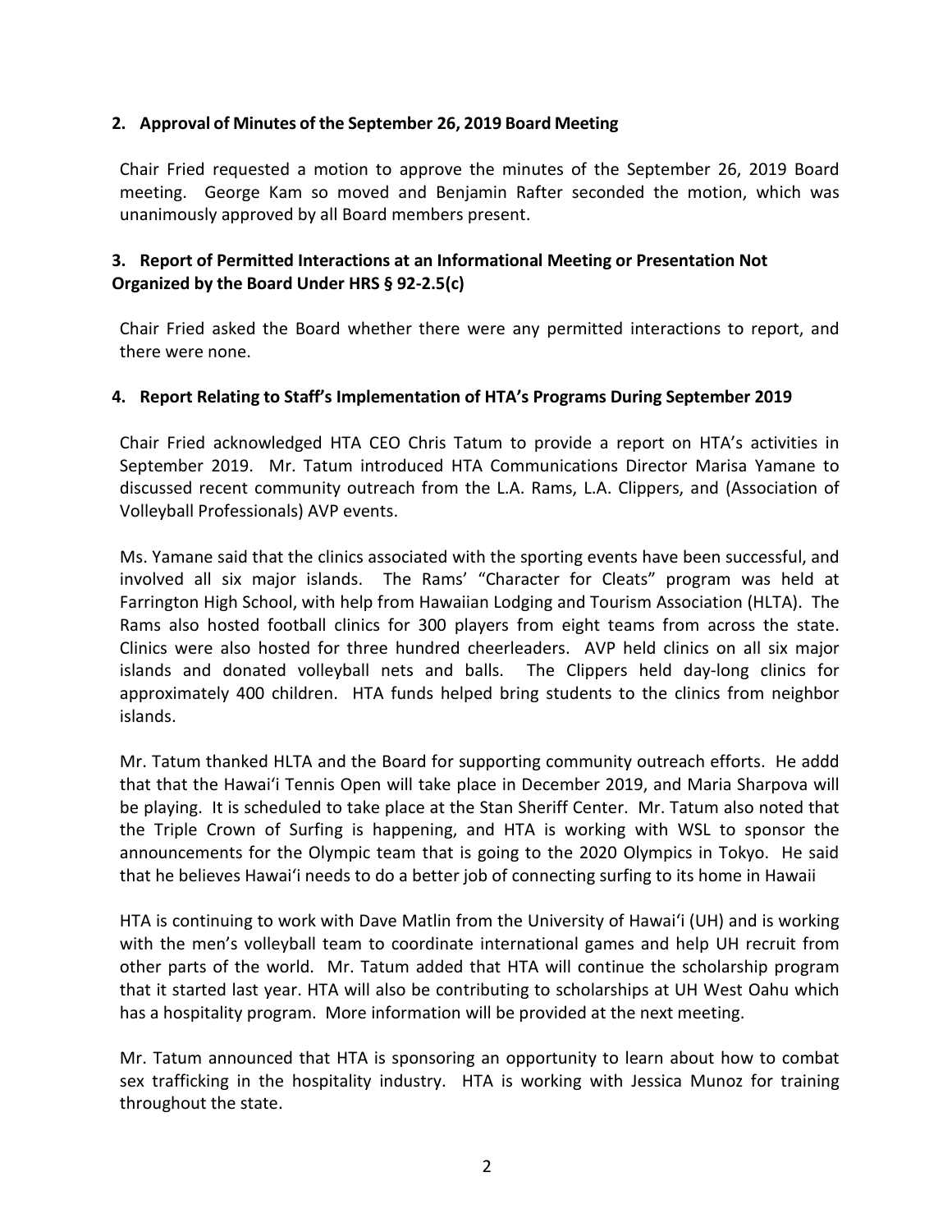## 2. Approval of Minutes of the September 26, 2019 Board Meeting

Chair Fried requested a motion to approve the minutes of the September 26, 2019 Board meeting. George Kam so moved and Benjamin Rafter seconded the motion, which was unanimously approved by all Board members present.

## 3. Report of Permitted Interactions at an Informational Meeting or Presentation Not Organized by the Board Under HRS § 92-2.5(c)

Chair Fried asked the Board whether there were any permitted interactions to report, and there were none.

## 4. Report Relating to Staff's Implementation of HTA's Programs During September 2019

Chair Fried acknowledged HTA CEO Chris Tatum to provide a report on HTA's activities in September 2019. Mr. Tatum introduced HTA Communications Director Marisa Yamane to discussed recent community outreach from the L.A. Rams, L.A. Clippers, and (Association of Volleyball Professionals) AVP events.

Ms. Yamane said that the clinics associated with the sporting events have been successful, and involved all six major islands. The Rams' "Character for Cleats" program was held at Farrington High School, with help from Hawaiian Lodging and Tourism Association (HLTA). The Rams also hosted football clinics for 300 players from eight teams from across the state. Clinics were also hosted for three hundred cheerleaders. AVP held clinics on all six major islands and donated volleyball nets and balls. The Clippers held day-long clinics for approximately 400 children. HTA funds helped bring students to the clinics from neighbor islands.

Mr. Tatum thanked HLTA and the Board for supporting community outreach efforts. He addd that that the Hawaiʻi Tennis Open will take place in December 2019, and Maria Sharpova will be playing. It is scheduled to take place at the Stan Sheriff Center. Mr. Tatum also noted that the Triple Crown of Surfing is happening, and HTA is working with WSL to sponsor the announcements for the Olympic team that is going to the 2020 Olympics in Tokyo. He said that he believes Hawaiʻi needs to do a better job of connecting surfing to its home in Hawaii

HTA is continuing to work with Dave Matlin from the University of Hawaiʻi (UH) and is working with the men's volleyball team to coordinate international games and help UH recruit from other parts of the world. Mr. Tatum added that HTA will continue the scholarship program that it started last year. HTA will also be contributing to scholarships at UH West Oahu which has a hospitality program. More information will be provided at the next meeting.

Mr. Tatum announced that HTA is sponsoring an opportunity to learn about how to combat sex trafficking in the hospitality industry. HTA is working with Jessica Munoz for training throughout the state.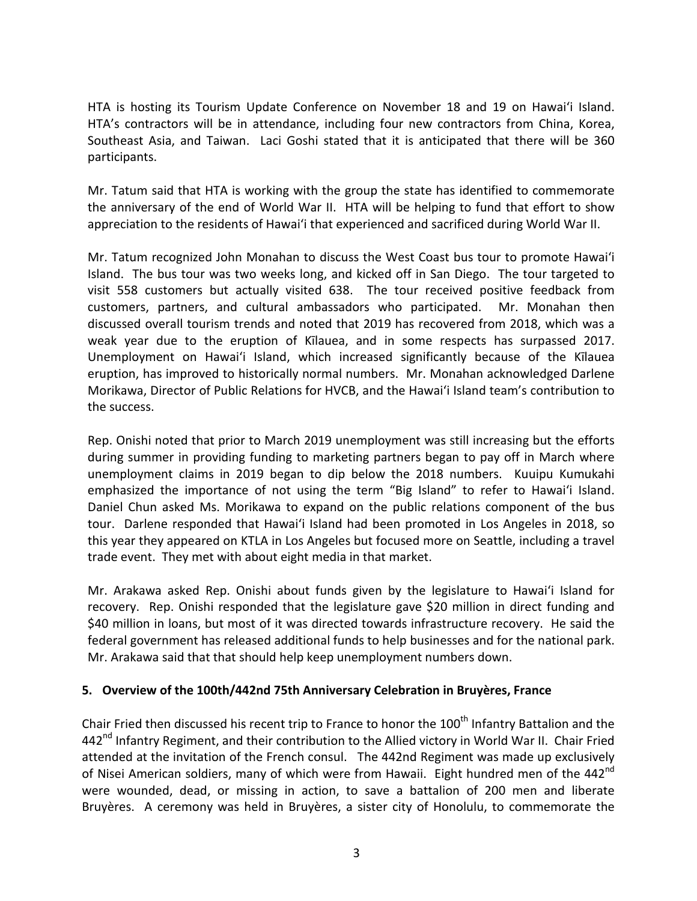HTA is hosting its Tourism Update Conference on November 18 and 19 on Hawaiʻi Island. HTA's contractors will be in attendance, including four new contractors from China, Korea, Southeast Asia, and Taiwan. Laci Goshi stated that it is anticipated that there will be 360 participants.

Mr. Tatum said that HTA is working with the group the state has identified to commemorate the anniversary of the end of World War II. HTA will be helping to fund that effort to show appreciation to the residents of Hawaiʻi that experienced and sacrificed during World War II.

Mr. Tatum recognized John Monahan to discuss the West Coast bus tour to promote Hawaiʻi Island. The bus tour was two weeks long, and kicked off in San Diego. The tour targeted to visit 558 customers but actually visited 638. The tour received positive feedback from customers, partners, and cultural ambassadors who participated. Mr. Monahan then discussed overall tourism trends and noted that 2019 has recovered from 2018, which was a weak year due to the eruption of Kīlauea, and in some respects has surpassed 2017. Unemployment on Hawaiʻi Island, which increased significantly because of the Kīlauea eruption, has improved to historically normal numbers. Mr. Monahan acknowledged Darlene Morikawa, Director of Public Relations for HVCB, and the Hawaiʻi Island team's contribution to the success.

Rep. Onishi noted that prior to March 2019 unemployment was still increasing but the efforts during summer in providing funding to marketing partners began to pay off in March where unemployment claims in 2019 began to dip below the 2018 numbers. Kuuipu Kumukahi emphasized the importance of not using the term "Big Island" to refer to Hawaiʻi Island. Daniel Chun asked Ms. Morikawa to expand on the public relations component of the bus tour. Darlene responded that Hawaiʻi Island had been promoted in Los Angeles in 2018, so this year they appeared on KTLA in Los Angeles but focused more on Seattle, including a travel trade event. They met with about eight media in that market.

Mr. Arakawa asked Rep. Onishi about funds given by the legislature to Hawaiʻi Island for recovery. Rep. Onishi responded that the legislature gave $20 million in direct funding and $40 million in loans, but most of it was directed towards infrastructure recovery. He said the federal government has released additional funds to help businesses and for the national park. Mr. Arakawa said that that should help keep unemployment numbers down.

**5. Overview of the 100th/442nd 75th Anniversary Celebration in Bruyères, France**

Chair Fried then discussed his recent trip to France to honor the 100th Infantry Battalion and the 442nd Infantry Regiment, and their contribution to the Allied victory in World War II. Chair Fried attended at the invitation of the French consul. The 442nd Regiment was made up exclusively of Nisei American soldiers, many of which were from Hawaii. Eight hundred men of the 442nd were wounded, dead, or missing in action, to save a battalion of 200 men and liberate Bruyères. A ceremony was held in Bruyères, a sister city of Honolulu, to commemorate the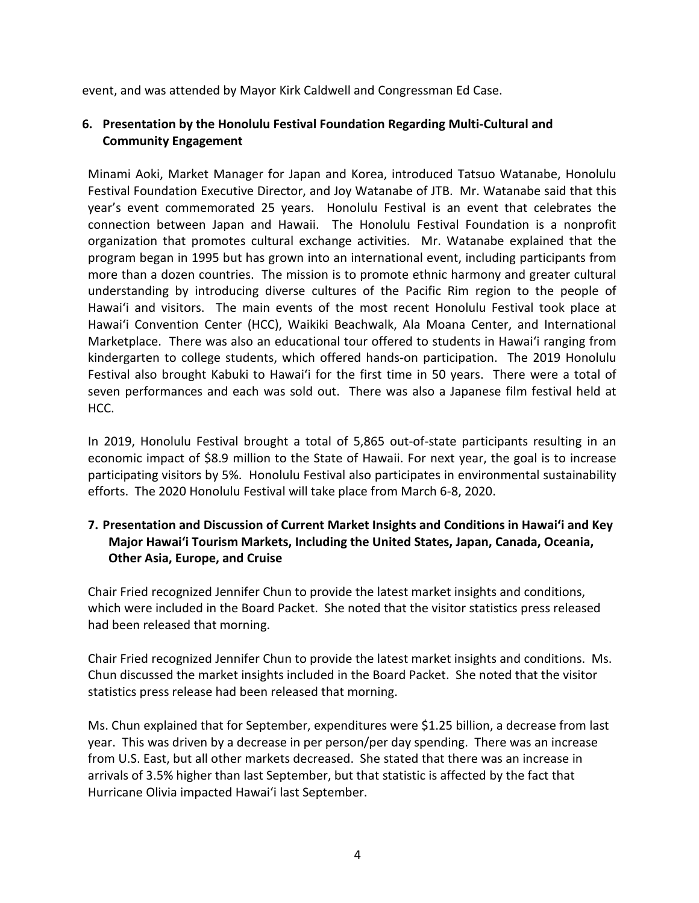event, and was attended by Mayor Kirk Caldwell and Congressman Ed Case.

**6. Presentation by the Honolulu Festival Foundation Regarding Multi-Cultural and Community Engagement**

Minami Aoki, Market Manager for Japan and Korea, introduced Tatsuo Watanabe, Honolulu Festival Foundation Executive Director, and Joy Watanabe of JTB. Mr. Watanabe said that this year's event commemorated 25 years. Honolulu Festival is an event that celebrates the connection between Japan and Hawaii. The Honolulu Festival Foundation is a nonprofit organization that promotes cultural exchange activities. Mr. Watanabe explained that the program began in 1995 but has grown into an international event, including participants from more than a dozen countries. The mission is to promote ethnic harmony and greater cultural understanding by introducing diverse cultures of the Pacific Rim region to the people of Hawaiʻi and visitors. The main events of the most recent Honolulu Festival took place at Hawaiʻi Convention Center (HCC), Waikiki Beachwalk, Ala Moana Center, and International Marketplace. There was also an educational tour offered to students in Hawaiʻi ranging from kindergarten to college students, which offered hands-on participation. The 2019 Honolulu Festival also brought Kabuki to Hawaiʻi for the first time in 50 years. There were a total of seven performances and each was sold out. There was also a Japanese film festival held at HCC.

In 2019, Honolulu Festival brought a total of 5,865 out-of-state participants resulting in an economic impact of $8.9 million to the State of Hawaii. For next year, the goal is to increase participating visitors by 5%. Honolulu Festival also participates in environmental sustainability efforts. The 2020 Honolulu Festival will take place from March 6-8, 2020.

**7. Presentation and Discussion of Current Market Insights and Conditions in Hawaiʻi and Key Major Hawaiʻi Tourism Markets, Including the United States, Japan, Canada, Oceania, Other Asia, Europe, and Cruise**

Chair Fried recognized Jennifer Chun to provide the latest market insights and conditions, which were included in the Board Packet. She noted that the visitor statistics press released had been released that morning.

Chair Fried recognized Jennifer Chun to provide the latest market insights and conditions. Ms. Chun discussed the market insights included in the Board Packet. She noted that the visitor statistics press release had been released that morning.

Ms. Chun explained that for September, expenditures were $1.25 billion, a decrease from last year. This was driven by a decrease in per person/per day spending. There was an increase from U.S. East, but all other markets decreased. She stated that there was an increase in arrivals of 3.5% higher than last September, but that statistic is affected by the fact that Hurricane Olivia impacted Hawaiʻi last September.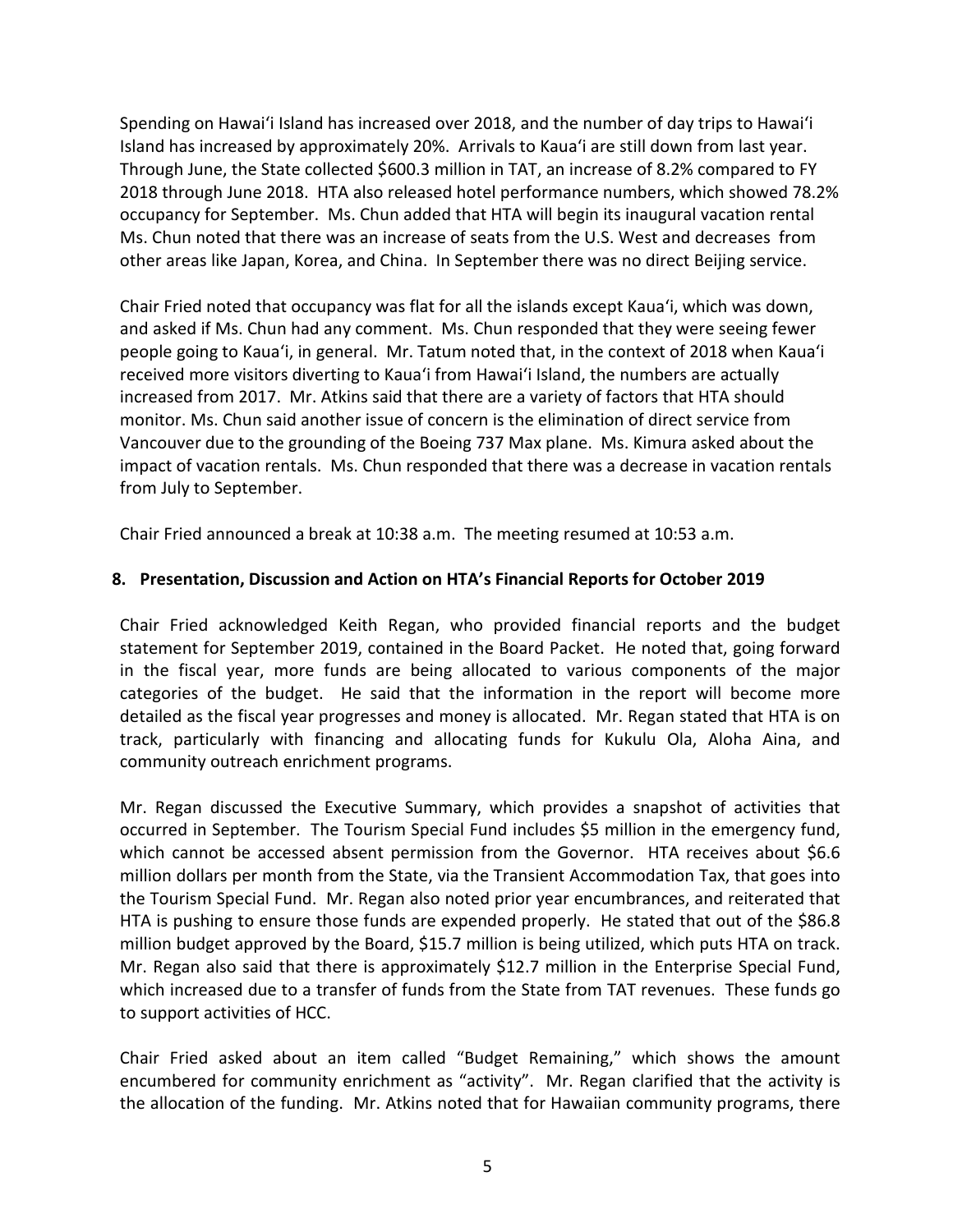Spending on Hawaiʻi Island has increased over 2018, and the number of day trips to Hawaiʻi Island has increased by approximately 20%. Arrivals to Kauaʻi are still down from last year. Through June, the State collected $600.3 million in TAT, an increase of 8.2% compared to FY 2018 through June 2018. HTA also released hotel performance numbers, which showed 78.2% occupancy for September. Ms. Chun added that HTA will begin its inaugural vacation rental Ms. Chun noted that there was an increase of seats from the U.S. West and decreases from other areas like Japan, Korea, and China. In September there was no direct Beijing service.

Chair Fried noted that occupancy was flat for all the islands except Kauaʻi, which was down, and asked if Ms. Chun had any comment. Ms. Chun responded that they were seeing fewer people going to Kauaʻi, in general. Mr. Tatum noted that, in the context of 2018 when Kauaʻi received more visitors diverting to Kauaʻi from Hawaiʻi Island, the numbers are actually increased from 2017. Mr. Atkins said that there are a variety of factors that HTA should monitor. Ms. Chun said another issue of concern is the elimination of direct service from Vancouver due to the grounding of the Boeing 737 Max plane. Ms. Kimura asked about the impact of vacation rentals. Ms. Chun responded that there was a decrease in vacation rentals from July to September.

Chair Fried announced a break at 10:38 a.m. The meeting resumed at 10:53 a.m.

**8. Presentation, Discussion and Action on HTA's Financial Reports for October 2019**

Chair Fried acknowledged Keith Regan, who provided financial reports and the budget statement for September 2019, contained in the Board Packet. He noted that, going forward in the fiscal year, more funds are being allocated to various components of the major categories of the budget. He said that the information in the report will become more detailed as the fiscal year progresses and money is allocated. Mr. Regan stated that HTA is on track, particularly with financing and allocating funds for Kukulu Ola, Aloha Aina, and community outreach enrichment programs.

Mr. Regan discussed the Executive Summary, which provides a snapshot of activities that occurred in September. The Tourism Special Fund includes $5 million in the emergency fund, which cannot be accessed absent permission from the Governor. HTA receives about $6.6 million dollars per month from the State, via the Transient Accommodation Tax, that goes into the Tourism Special Fund. Mr. Regan also noted prior year encumbrances, and reiterated that HTA is pushing to ensure those funds are expended properly. He stated that out of the $86.8 million budget approved by the Board, $15.7 million is being utilized, which puts HTA on track. Mr. Regan also said that there is approximately $12.7 million in the Enterprise Special Fund, which increased due to a transfer of funds from the State from TAT revenues. These funds go to support activities of HCC.

Chair Fried asked about an item called "Budget Remaining," which shows the amount encumbered for community enrichment as "activity". Mr. Regan clarified that the activity is the allocation of the funding. Mr. Atkins noted that for Hawaiian community programs, there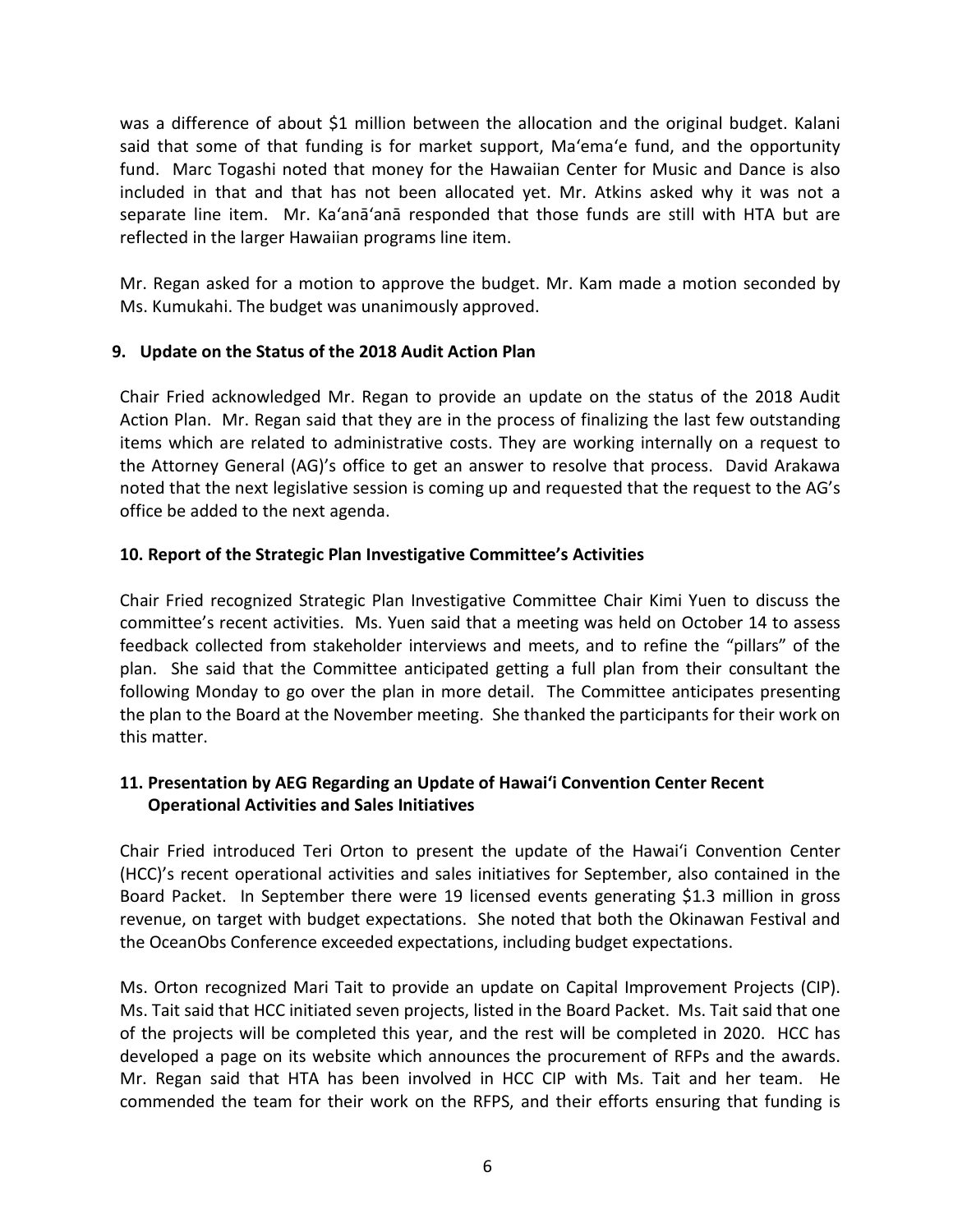was a difference of about $1 million between the allocation and the original budget. Kalani said that some of that funding is for market support, Maʻemaʻe fund, and the opportunity fund. Marc Togashi noted that money for the Hawaiian Center for Music and Dance is also included in that and that has not been allocated yet. Mr. Atkins asked why it was not a separate line item. Mr. Kaʻanāʻanā responded that those funds are still with HTA but are reflected in the larger Hawaiian programs line item.

Mr. Regan asked for a motion to approve the budget. Mr. Kam made a motion seconded by Ms. Kumukahi. The budget was unanimously approved.

## 9. Update on the Status of the 2018 Audit Action Plan

Chair Fried acknowledged Mr. Regan to provide an update on the status of the 2018 Audit Action Plan. Mr. Regan said that they are in the process of finalizing the last few outstanding items which are related to administrative costs. They are working internally on a request to the Attorney General (AG)'s office to get an answer to resolve that process. David Arakawa noted that the next legislative session is coming up and requested that the request to the AG's office be added to the next agenda.

## 10. Report of the Strategic Plan Investigative Committee's Activities

Chair Fried recognized Strategic Plan Investigative Committee Chair Kimi Yuen to discuss the committee's recent activities. Ms. Yuen said that a meeting was held on October 14 to assess feedback collected from stakeholder interviews and meets, and to refine the "pillars" of the plan. She said that the Committee anticipated getting a full plan from their consultant the following Monday to go over the plan in more detail. The Committee anticipates presenting the plan to the Board at the November meeting. She thanked the participants for their work on this matter.

## 11. Presentation by AEG Regarding an Update of Hawaiʻi Convention Center Recent Operational Activities and Sales Initiatives

Chair Fried introduced Teri Orton to present the update of the Hawaiʻi Convention Center (HCC)'s recent operational activities and sales initiatives for September, also contained in the Board Packet. In September there were 19 licensed events generating $1.3 million in gross revenue, on target with budget expectations. She noted that both the Okinawan Festival and the OceanObs Conference exceeded expectations, including budget expectations.

Ms. Orton recognized Mari Tait to provide an update on Capital Improvement Projects (CIP). Ms. Tait said that HCC initiated seven projects, listed in the Board Packet. Ms. Tait said that one of the projects will be completed this year, and the rest will be completed in 2020. HCC has developed a page on its website which announces the procurement of RFPs and the awards. Mr. Regan said that HTA has been involved in HCC CIP with Ms. Tait and her team. He commended the team for their work on the RFPS, and their efforts ensuring that funding is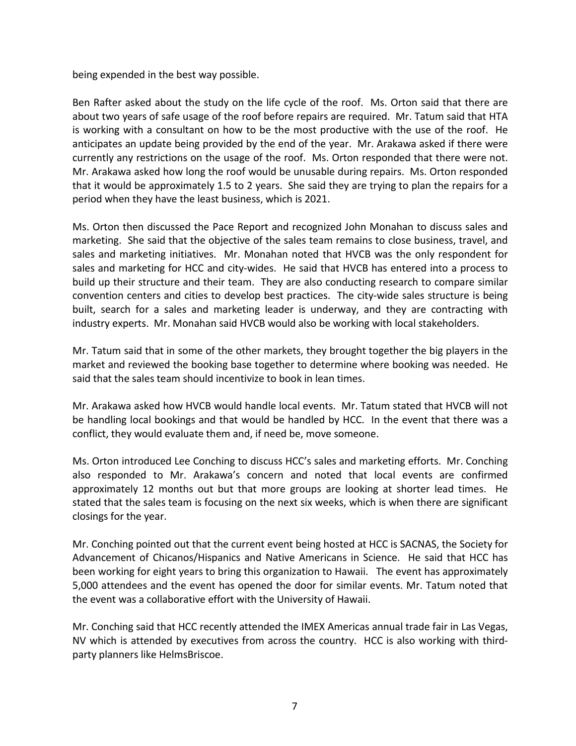being expended in the best way possible.

Ben Rafter asked about the study on the life cycle of the roof. Ms. Orton said that there are about two years of safe usage of the roof before repairs are required. Mr. Tatum said that HTA is working with a consultant on how to be the most productive with the use of the roof. He anticipates an update being provided by the end of the year. Mr. Arakawa asked if there were currently any restrictions on the usage of the roof. Ms. Orton responded that there were not. Mr. Arakawa asked how long the roof would be unusable during repairs. Ms. Orton responded that it would be approximately 1.5 to 2 years. She said they are trying to plan the repairs for a period when they have the least business, which is 2021.

Ms. Orton then discussed the Pace Report and recognized John Monahan to discuss sales and marketing. She said that the objective of the sales team remains to close business, travel, and sales and marketing initiatives. Mr. Monahan noted that HVCB was the only respondent for sales and marketing for HCC and city-wides. He said that HVCB has entered into a process to build up their structure and their team. They are also conducting research to compare similar convention centers and cities to develop best practices. The city-wide sales structure is being built, search for a sales and marketing leader is underway, and they are contracting with industry experts. Mr. Monahan said HVCB would also be working with local stakeholders.

Mr. Tatum said that in some of the other markets, they brought together the big players in the market and reviewed the booking base together to determine where booking was needed. He said that the sales team should incentivize to book in lean times.

Mr. Arakawa asked how HVCB would handle local events. Mr. Tatum stated that HVCB will not be handling local bookings and that would be handled by HCC. In the event that there was a conflict, they would evaluate them and, if need be, move someone.

Ms. Orton introduced Lee Conching to discuss HCC's sales and marketing efforts. Mr. Conching also responded to Mr. Arakawa's concern and noted that local events are confirmed approximately 12 months out but that more groups are looking at shorter lead times. He stated that the sales team is focusing on the next six weeks, which is when there are significant closings for the year.

Mr. Conching pointed out that the current event being hosted at HCC is SACNAS, the Society for Advancement of Chicanos/Hispanics and Native Americans in Science. He said that HCC has been working for eight years to bring this organization to Hawaii. The event has approximately 5,000 attendees and the event has opened the door for similar events. Mr. Tatum noted that the event was a collaborative effort with the University of Hawaii.

Mr. Conching said that HCC recently attended the IMEX Americas annual trade fair in Las Vegas, NV which is attended by executives from across the country. HCC is also working with third-party planners like HelmsBriscoe.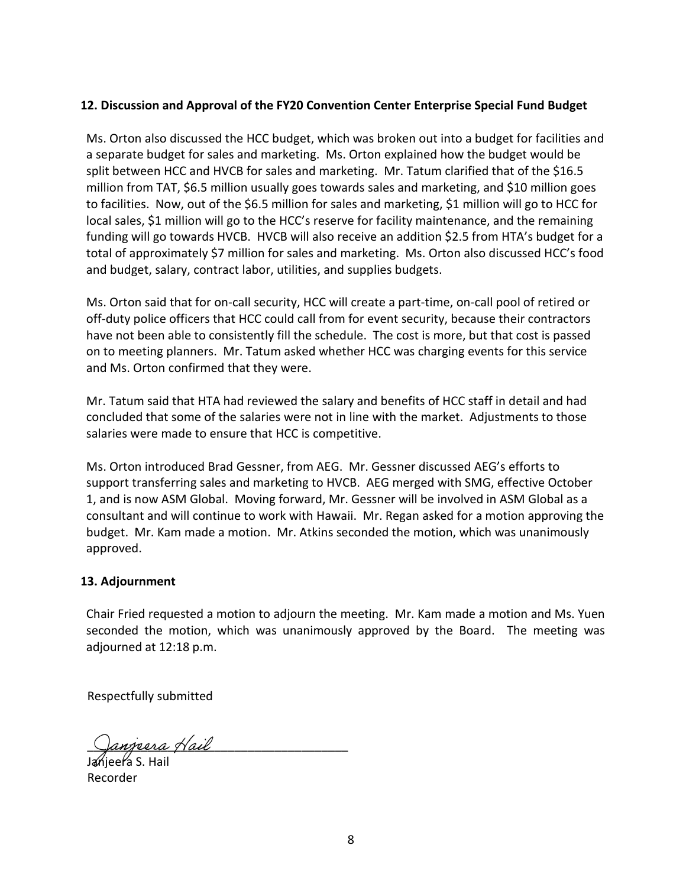**12. Discussion and Approval of the FY20 Convention Center Enterprise Special Fund Budget**

Ms. Orton also discussed the HCC budget, which was broken out into a budget for facilities and a separate budget for sales and marketing. Ms. Orton explained how the budget would be split between HCC and HVCB for sales and marketing. Mr. Tatum clarified that of the $16.5 million from TAT, $6.5 million usually goes towards sales and marketing, and $10 million goes to facilities. Now, out of the $6.5 million for sales and marketing, $1 million will go to HCC for local sales, $1 million will go to the HCC's reserve for facility maintenance, and the remaining funding will go towards HVCB. HVCB will also receive an addition $2.5 from HTA's budget for a total of approximately $7 million for sales and marketing. Ms. Orton also discussed HCC's food and budget, salary, contract labor, utilities, and supplies budgets.

Ms. Orton said that for on-call security, HCC will create a part-time, on-call pool of retired or off-duty police officers that HCC could call from for event security, because their contractors have not been able to consistently fill the schedule. The cost is more, but that cost is passed on to meeting planners. Mr. Tatum asked whether HCC was charging events for this service and Ms. Orton confirmed that they were.

Mr. Tatum said that HTA had reviewed the salary and benefits of HCC staff in detail and had concluded that some of the salaries were not in line with the market. Adjustments to those salaries were made to ensure that HCC is competitive.

Ms. Orton introduced Brad Gessner, from AEG. Mr. Gessner discussed AEG's efforts to support transferring sales and marketing to HVCB. AEG merged with SMG, effective October 1, and is now ASM Global. Moving forward, Mr. Gessner will be involved in ASM Global as a consultant and will continue to work with Hawaii. Mr. Regan asked for a motion approving the budget. Mr. Kam made a motion. Mr. Atkins seconded the motion, which was unanimously approved.

**13. Adjournment**

Chair Fried requested a motion to adjourn the meeting. Mr. Kam made a motion and Ms. Yuen seconded the motion, which was unanimously approved by the Board. The meeting was adjourned at 12:18 p.m.

Respectfully submitted

Janjeera Hail
_________________________________

Janjeera S. Hail
Recorder